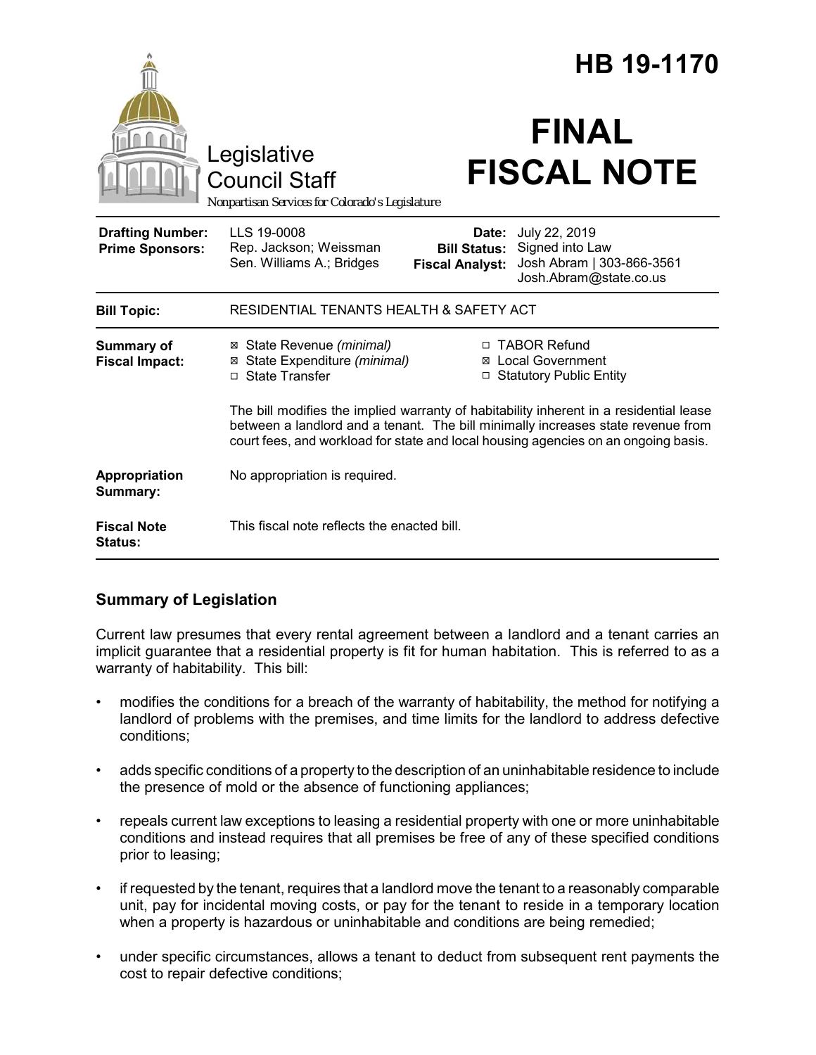# HB 19-1170

# FINAL FISCAL NOTE

Legislative Council Staff

*Nonpartisan Services for Colorado's Legislature*

| | | | |
|---|---|---|---|
| **Drafting Number:** | LLS 19-0008 | **Date:** | July 22, 2019 |
| **Prime Sponsors:** | Rep. Jackson; Weissman<br>Sen. Williams A.; Bridges | **Bill Status:** | Signed into Law |
| | | **Fiscal Analyst:** | Josh Abram \| 303-866-3561<br>Josh.Abram@state.co.us |

| | |
|---|---|
| **Bill Topic:** | RESIDENTIAL TENANTS HEALTH & SAFETY ACT |
| **Summary of Fiscal Impact:** | ☒ State Revenue *(minimal)*<br>☒ State Expenditure *(minimal)*<br>☐ State Transfer<br>☐ TABOR Refund<br>☒ Local Government<br>☐ Statutory Public Entity<br><br>The bill modifies the implied warranty of habitability inherent in a residential lease between a landlord and a tenant. The bill minimally increases state revenue from court fees, and workload for state and local housing agencies on an ongoing basis. |
| **Appropriation Summary:** | No appropriation is required. |
| **Fiscal Note Status:** | This fiscal note reflects the enacted bill. |

## Summary of Legislation

Current law presumes that every rental agreement between a landlord and a tenant carries an implicit guarantee that a residential property is fit for human habitation. This is referred to as a warranty of habitability. This bill:

- modifies the conditions for a breach of the warranty of habitability, the method for notifying a landlord of problems with the premises, and time limits for the landlord to address defective conditions;
- adds specific conditions of a property to the description of an uninhabitable residence to include the presence of mold or the absence of functioning appliances;
- repeals current law exceptions to leasing a residential property with one or more uninhabitable conditions and instead requires that all premises be free of any of these specified conditions prior to leasing;
- if requested by the tenant, requires that a landlord move the tenant to a reasonably comparable unit, pay for incidental moving costs, or pay for the tenant to reside in a temporary location when a property is hazardous or uninhabitable and conditions are being remedied;
- under specific circumstances, allows a tenant to deduct from subsequent rent payments the cost to repair defective conditions;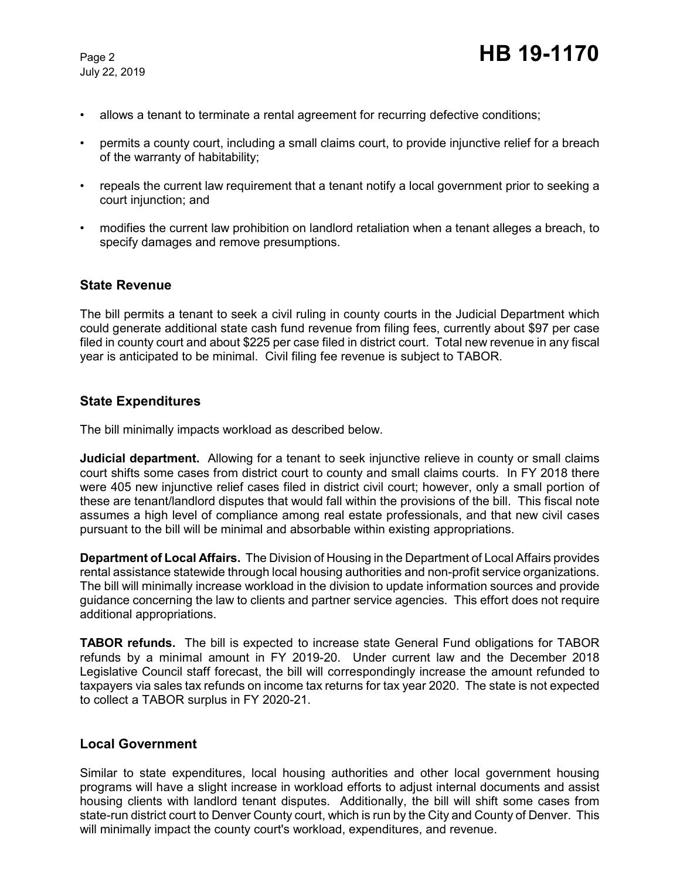- allows a tenant to terminate a rental agreement for recurring defective conditions;
- permits a county court, including a small claims court, to provide injunctive relief for a breach of the warranty of habitability;
- repeals the current law requirement that a tenant notify a local government prior to seeking a court injunction; and
- modifies the current law prohibition on landlord retaliation when a tenant alleges a breach, to specify damages and remove presumptions.

## State Revenue

The bill permits a tenant to seek a civil ruling in county courts in the Judicial Department which could generate additional state cash fund revenue from filing fees, currently about $97 per case filed in county court and about $225 per case filed in district court. Total new revenue in any fiscal year is anticipated to be minimal. Civil filing fee revenue is subject to TABOR.

## State Expenditures

The bill minimally impacts workload as described below.

**Judicial department.** Allowing for a tenant to seek injunctive relieve in county or small claims court shifts some cases from district court to county and small claims courts. In FY 2018 there were 405 new injunctive relief cases filed in district civil court; however, only a small portion of these are tenant/landlord disputes that would fall within the provisions of the bill. This fiscal note assumes a high level of compliance among real estate professionals, and that new civil cases pursuant to the bill will be minimal and absorbable within existing appropriations.

**Department of Local Affairs.** The Division of Housing in the Department of Local Affairs provides rental assistance statewide through local housing authorities and non-profit service organizations. The bill will minimally increase workload in the division to update information sources and provide guidance concerning the law to clients and partner service agencies. This effort does not require additional appropriations.

**TABOR refunds.** The bill is expected to increase state General Fund obligations for TABOR refunds by a minimal amount in FY 2019-20. Under current law and the December 2018 Legislative Council staff forecast, the bill will correspondingly increase the amount refunded to taxpayers via sales tax refunds on income tax returns for tax year 2020. The state is not expected to collect a TABOR surplus in FY 2020-21.

## Local Government

Similar to state expenditures, local housing authorities and other local government housing programs will have a slight increase in workload efforts to adjust internal documents and assist housing clients with landlord tenant disputes. Additionally, the bill will shift some cases from state-run district court to Denver County court, which is run by the City and County of Denver. This will minimally impact the county court's workload, expenditures, and revenue.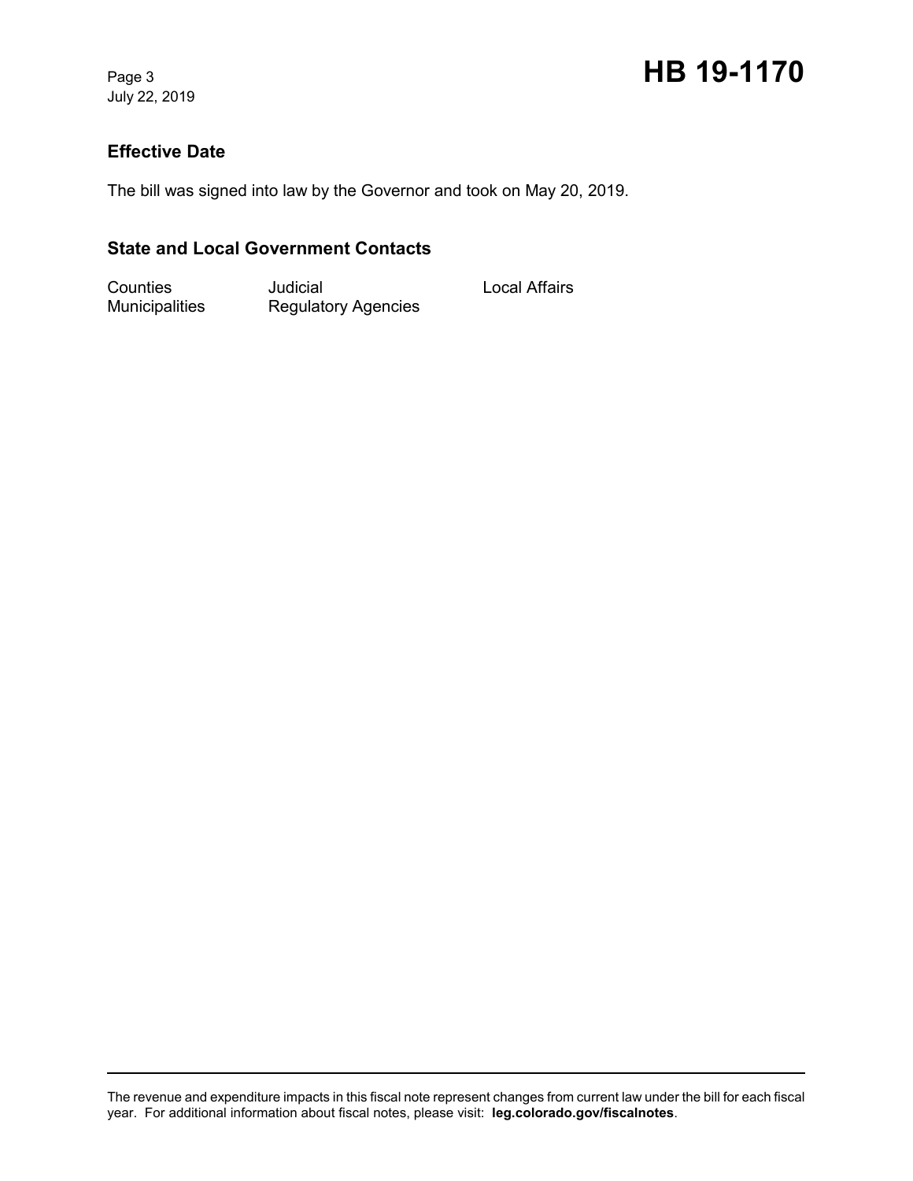## Effective Date

The bill was signed into law by the Governor and took on May 20, 2019.

## State and Local Government Contacts

| | | |
|---|---|---|
| Counties | Judicial | Local Affairs |
| Municipalities | Regulatory Agencies | |

The revenue and expenditure impacts in this fiscal note represent changes from current law under the bill for each fiscal year. For additional information about fiscal notes, please visit: **leg.colorado.gov/fiscalnotes**.